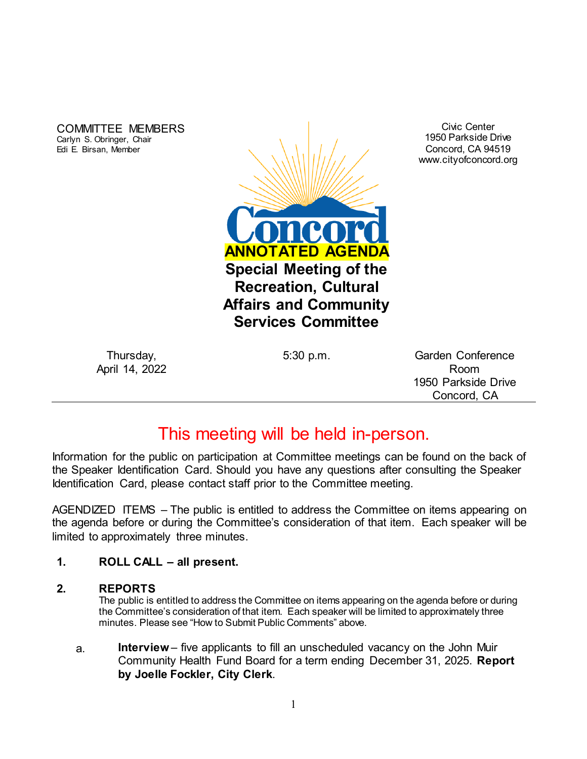COMMITTEE MEMBERS
Carlyn S. Obringer, Chair
Edi E. Birsan, Member

Civic Center
1950 Parkside Drive
Concord, CA 94519
www.cityofconcord.org

Concord

**ANNOTATED AGENDA**

# Special Meeting of the Recreation, Cultural Affairs and Community Services Committee

Thursday, April 14, 2022

5:30 p.m.

Garden Conference Room
1950 Parkside Drive
Concord, CA

---

## This meeting will be held in-person.

Information for the public on participation at Committee meetings can be found on the back of the Speaker Identification Card. Should you have any questions after consulting the Speaker Identification Card, please contact staff prior to the Committee meeting.

AGENDIZED ITEMS – The public is entitled to address the Committee on items appearing on the agenda before or during the Committee's consideration of that item. Each speaker will be limited to approximately three minutes.

**1. ROLL CALL – all present.**

**2. REPORTS**

The public is entitled to address the Committee on items appearing on the agenda before or during the Committee's consideration of that item. Each speaker will be limited to approximately three minutes. Please see "How to Submit Public Comments" above.

a. **Interview** – five applicants to fill an unscheduled vacancy on the John Muir Community Health Fund Board for a term ending December 31, 2025. **Report by Joelle Fockler, City Clerk**.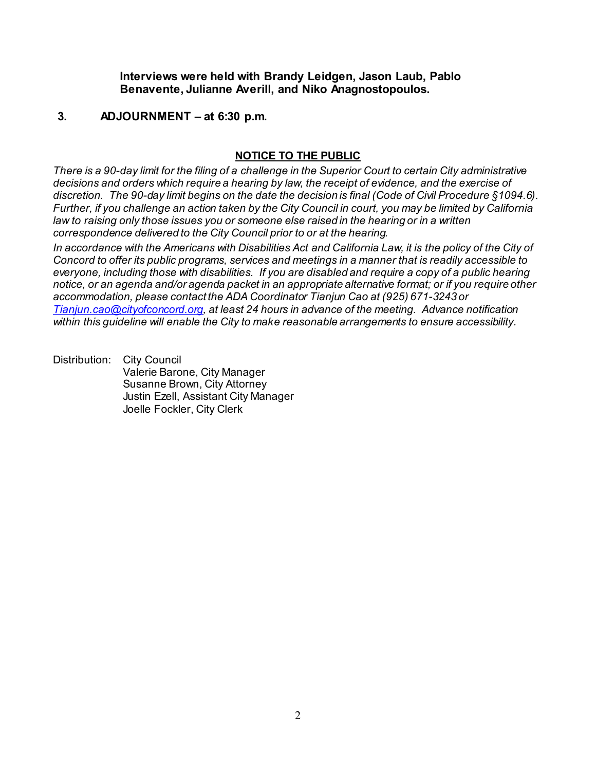**Interviews were held with Brandy Leidgen, Jason Laub, Pablo Benavente, Julianne Averill, and Niko Anagnostopoulos.**

**3. ADJOURNMENT – at 6:30 p.m.**

**NOTICE TO THE PUBLIC**

*There is a 90-day limit for the filing of a challenge in the Superior Court to certain City administrative decisions and orders which require a hearing by law, the receipt of evidence, and the exercise of discretion. The 90-day limit begins on the date the decision is final (Code of Civil Procedure §1094.6). Further, if you challenge an action taken by the City Council in court, you may be limited by California law to raising only those issues you or someone else raised in the hearing or in a written correspondence delivered to the City Council prior to or at the hearing.*

*In accordance with the Americans with Disabilities Act and California Law, it is the policy of the City of Concord to offer its public programs, services and meetings in a manner that is readily accessible to everyone, including those with disabilities. If you are disabled and require a copy of a public hearing notice, or an agenda and/or agenda packet in an appropriate alternative format; or if you require other accommodation, please contact the ADA Coordinator Tianjun Cao at (925) 671-3243 or Tianjun.cao@cityofconcord.org, at least 24 hours in advance of the meeting. Advance notification within this guideline will enable the City to make reasonable arrangements to ensure accessibility.*

Distribution: City Council
Valerie Barone, City Manager
Susanne Brown, City Attorney
Justin Ezell, Assistant City Manager
Joelle Fockler, City Clerk